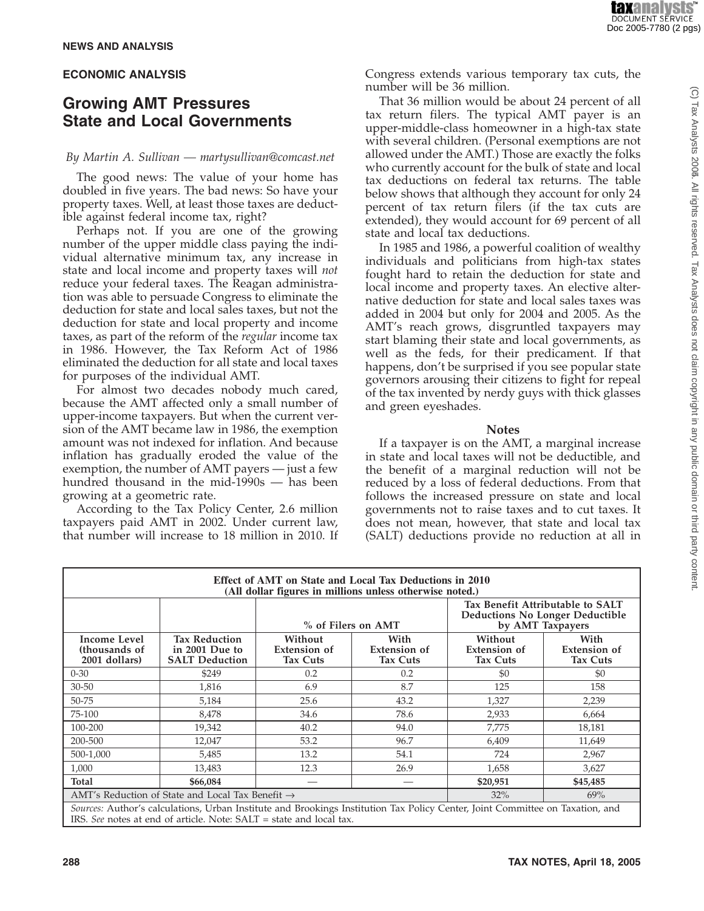NEWS AND ANALYSIS

## ECONOMIC ANALYSIS

# Growing AMT Pressures State and Local Governments

*By Martin A. Sullivan — martysullivan@comcast.net*

The good news: The value of your home has doubled in five years. The bad news: So have your property taxes. Well, at least those taxes are deductible against federal income tax, right?

Perhaps not. If you are one of the growing number of the upper middle class paying the individual alternative minimum tax, any increase in state and local income and property taxes will *not* reduce your federal taxes. The Reagan administration was able to persuade Congress to eliminate the deduction for state and local sales taxes, but not the deduction for state and local property and income taxes, as part of the reform of the *regular* income tax in 1986. However, the Tax Reform Act of 1986 eliminated the deduction for all state and local taxes for purposes of the individual AMT.

For almost two decades nobody much cared, because the AMT affected only a small number of upper-income taxpayers. But when the current version of the AMT became law in 1986, the exemption amount was not indexed for inflation. And because inflation has gradually eroded the value of the exemption, the number of AMT payers — just a few hundred thousand in the mid-1990s — has been growing at a geometric rate.

According to the Tax Policy Center, 2.6 million taxpayers paid AMT in 2002. Under current law, that number will increase to 18 million in 2010. If Congress extends various temporary tax cuts, the number will be 36 million.

That 36 million would be about 24 percent of all tax return filers. The typical AMT payer is an upper-middle-class homeowner in a high-tax state with several children. (Personal exemptions are not allowed under the AMT.) Those are exactly the folks who currently account for the bulk of state and local tax deductions on federal tax returns. The table below shows that although they account for only 24 percent of tax return filers (if the tax cuts are extended), they would account for 69 percent of all state and local tax deductions.

In 1985 and 1986, a powerful coalition of wealthy individuals and politicians from high-tax states fought hard to retain the deduction for state and local income and property taxes. An elective alternative deduction for state and local sales taxes was added in 2004 but only for 2004 and 2005. As the AMT's reach grows, disgruntled taxpayers may start blaming their state and local governments, as well as the feds, for their predicament. If that happens, don't be surprised if you see popular state governors arousing their citizens to fight for repeal of the tax invented by nerdy guys with thick glasses and green eyeshades.

### Notes

If a taxpayer is on the AMT, a marginal increase in state and local taxes will not be deductible, and the benefit of a marginal reduction will not be reduced by a loss of federal deductions. From that follows the increased pressure on state and local governments not to raise taxes and to cut taxes. It does not mean, however, that state and local tax (SALT) deductions provide no reduction at all in

**Effect of AMT on State and Local Tax Deductions in 2010**
**(All dollar figures in millions unless otherwise noted.)**

| | | % of Filers on AMT | | Tax Benefit Attributable to SALT Deductions No Longer Deductible by AMT Taxpayers | |
|---|---|---|---|---|---|
| **Income Level (thousands of 2001 dollars)** | **Tax Reduction in 2001 Due to SALT Deduction** | **Without Extension of Tax Cuts** | **With Extension of Tax Cuts** | **Without Extension of Tax Cuts** | **With Extension of Tax Cuts** |
| 0-30 | $249 | 0.2 | 0.2 | $0 | $0 |
| 30-50 | 1,816 | 6.9 | 8.7 | 125 | 158 |
| 50-75 | 5,184 | 25.6 | 43.2 | 1,327 | 2,239 |
| 75-100 | 8,478 | 34.6 | 78.6 | 2,933 | 6,664 |
| 100-200 | 19,342 | 40.2 | 94.0 | 7,775 | 18,181 |
| 200-500 | 12,047 | 53.2 | 96.7 | 6,409 | 11,649 |
| 500-1,000 | 5,485 | 13.2 | 54.1 | 724 | 2,967 |
| 1,000 | 13,483 | 12.3 | 26.9 | 1,658 | 3,627 |
| **Total** | **$66,084** | — | — | **$20,951** | **$45,485** |
| AMT's Reduction of State and Local Tax Benefit → | | | | 32% | 69% |

*Sources:* Author's calculations, Urban Institute and Brookings Institution Tax Policy Center, Joint Committee on Taxation, and IRS. *See* notes at end of article. Note: SALT = state and local tax.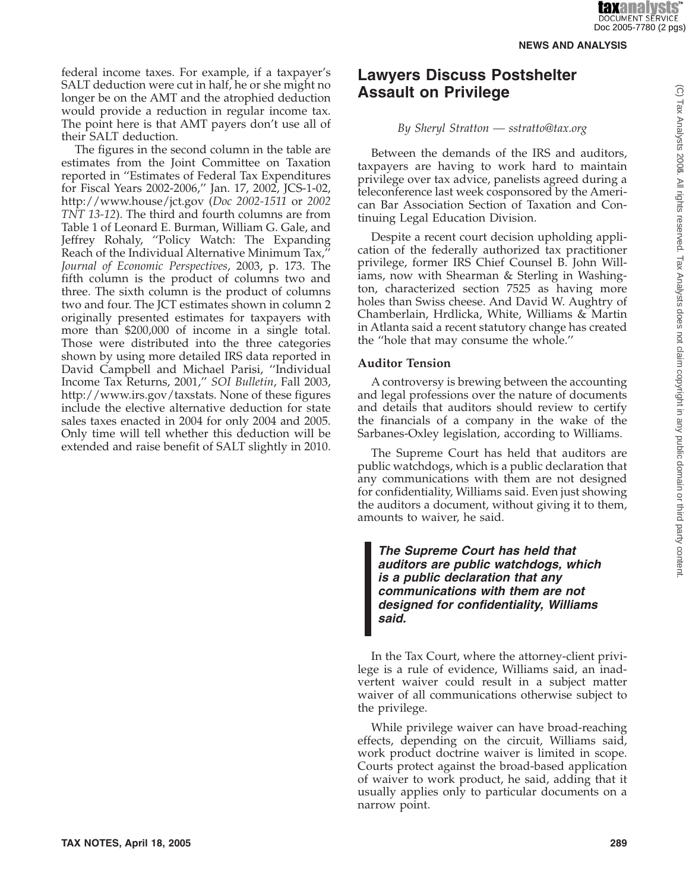federal income taxes. For example, if a taxpayer's SALT deduction were cut in half, he or she might no longer be on the AMT and the atrophied deduction would provide a reduction in regular income tax. The point here is that AMT payers don't use all of their SALT deduction.

The figures in the second column in the table are estimates from the Joint Committee on Taxation reported in ''Estimates of Federal Tax Expenditures for Fiscal Years 2002-2006,'' Jan. 17, 2002, JCS-1-02, http://www.house/jct.gov (*Doc 2002-1511* or *2002 TNT 13-12*). The third and fourth columns are from Table 1 of Leonard E. Burman, William G. Gale, and Jeffrey Rohaly, ''Policy Watch: The Expanding Reach of the Individual Alternative Minimum Tax,'' *Journal of Economic Perspectives*, 2003, p. 173. The fifth column is the product of columns two and three. The sixth column is the product of columns two and four. The JCT estimates shown in column 2 originally presented estimates for taxpayers with more than $200,000 of income in a single total. Those were distributed into the three categories shown by using more detailed IRS data reported in David Campbell and Michael Parisi, ''Individual Income Tax Returns, 2001,'' *SOI Bulletin*, Fall 2003, http://www.irs.gov/taxstats. None of these figures include the elective alternative deduction for state sales taxes enacted in 2004 for only 2004 and 2005. Only time will tell whether this deduction will be extended and raise benefit of SALT slightly in 2010.

# Lawyers Discuss Postshelter Assault on Privilege

*By Sheryl Stratton — sstratto@tax.org*

Between the demands of the IRS and auditors, taxpayers are having to work hard to maintain privilege over tax advice, panelists agreed during a teleconference last week cosponsored by the American Bar Association Section of Taxation and Continuing Legal Education Division.

Despite a recent court decision upholding application of the federally authorized tax practitioner privilege, former IRS Chief Counsel B. John Williams, now with Shearman & Sterling in Washington, characterized section 7525 as having more holes than Swiss cheese. And David W. Aughtry of Chamberlain, Hrdlicka, White, Williams & Martin in Atlanta said a recent statutory change has created the ''hole that may consume the whole.''

### Auditor Tension

A controversy is brewing between the accounting and legal professions over the nature of documents and details that auditors should review to certify the financials of a company in the wake of the Sarbanes-Oxley legislation, according to Williams.

The Supreme Court has held that auditors are public watchdogs, which is a public declaration that any communications with them are not designed for confidentiality, Williams said. Even just showing the auditors a document, without giving it to them, amounts to waiver, he said.

> ***The Supreme Court has held that auditors are public watchdogs, which is a public declaration that any communications with them are not designed for confidentiality, Williams said.***

In the Tax Court, where the attorney-client privilege is a rule of evidence, Williams said, an inadvertent waiver could result in a subject matter waiver of all communications otherwise subject to the privilege.

While privilege waiver can have broad-reaching effects, depending on the circuit, Williams said, work product doctrine waiver is limited in scope. Courts protect against the broad-based application of waiver to work product, he said, adding that it usually applies only to particular documents on a narrow point.